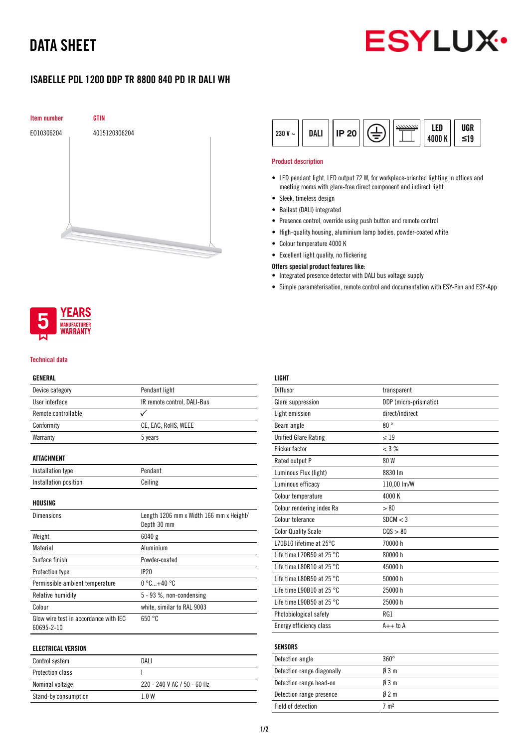# DATA SHEET

## ISABELLE PDL 1200 DDP TR 8800 840 PD IR DALI WH

| Item number | GTIN |
|---|---|
| E010306204 | 4015120306204 |

230 V ~ | DALI | IP 20 | LED 4000 K | UGR ≤19

### Product description

- LED pendant light, LED output 72 W, for workplace-oriented lighting in offices and meeting rooms with glare-free direct component and indirect light
- Sleek, timeless design
- Ballast (DALI) integrated
- Presence control, override using push button and remote control
- High-quality housing, aluminium lamp bodies, powder-coated white
- Colour temperature 4000 K
- Excellent light quality, no flickering

**Offices special product features like:**

- Integrated presence detector with DALI bus voltage supply
- Simple parameterisation, remote control and documentation with ESY-Pen and ESY-App

5 YEARS MANUFACTURER WARRANTY

### Technical data

| GENERAL | |
|---|---|
| Device category | Pendant light |
| User interface | IR remote control, DALI-Bus |
| Remote controllable | ✓ |
| Conformity | CE, EAC, RoHS, WEEE |
| Warranty | 5 years |

| ATTACHMENT | |
|---|---|
| Installation type | Pendant |
| Installation position | Ceiling |

| HOUSING | |
|---|---|
| Dimensions | Length 1206 mm x Width 166 mm x Height/ Depth 30 mm |
| Weight | 6040 g |
| Material | Aluminium |
| Surface finish | Powder-coated |
| Protection type | IP20 |
| Permissible ambient temperature | 0 °C...+40 °C |
| Relative humidity | 5 - 93 %, non-condensing |
| Colour | white, similar to RAL 9003 |
| Glow wire test in accordance with IEC 60695-2-10 | 650 °C |

| ELECTRICAL VERSION | |
|---|---|
| Control system | DALI |
| Protection class | I |
| Nominal voltage | 220 - 240 V AC / 50 - 60 Hz |
| Stand-by consumption | 1.0 W |

| LIGHT | |
|---|---|
| Diffusor | transparent |
| Glare suppression | DDP (micro-prismatic) |
| Light emission | direct/indirect |
| Beam angle | 80 ° |
| Unified Glare Rating | ≤ 19 |
| Flicker factor | < 3 % |
| Rated output P | 80 W |
| Luminous Flux (light) | 8830 lm |
| Luminous efficacy | 110,00 lm/W |
| Colour temperature | 4000 K |
| Colour rendering index Ra | > 80 |
| Colour tolerance | SDCM < 3 |
| Color Quality Scale | CQS > 80 |
| L70B10 lifetime at 25°C | 70000 h |
| Life time L70B50 at 25 °C | 80000 h |
| Life time L80B10 at 25 °C | 45000 h |
| Life time L80B50 at 25 °C | 50000 h |
| Life time L90B10 at 25 °C | 25000 h |
| Life time L90B50 at 25 °C | 25000 h |
| Photobiological safety | RG1 |
| Energy efficiency class | A++ to A |

| SENSORS | |
|---|---|
| Detection angle | 360° |
| Detection range diagonally | Ø 3 m |
| Detection range head-on | Ø 3 m |
| Detection range presence | Ø 2 m |
| Field of detection | 7 m² |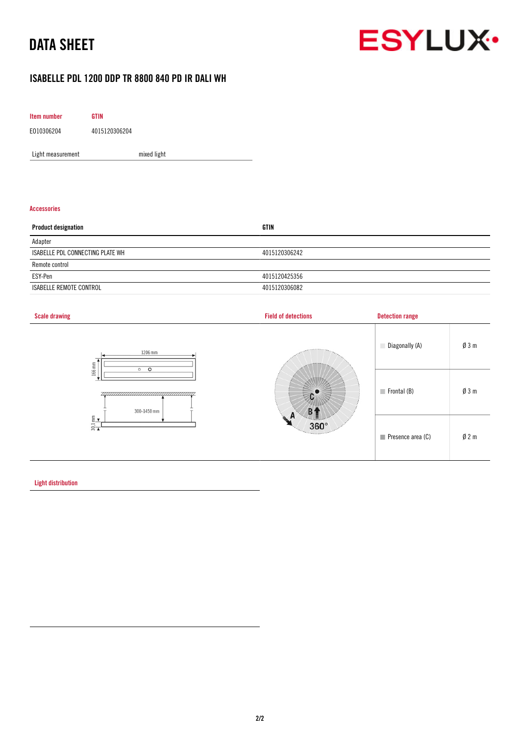# DATA SHEET

## ISABELLE PDL 1200 DDP TR 8800 840 PD IR DALI WH

| Item number | GTIN |
| --- | --- |
| E010306204 | 4015120306204 |

| | |
| --- | --- |
| Light measurement | mixed light |

### Accessories

| Product designation | GTIN |
| --- | --- |
| Adapter | |
| ISABELLE PDL CONNECTING PLATE WH | 4015120306242 |
| Remote control | |
| ESY-Pen | 4015120425356 |
| ISABELLE REMOTE CONTROL | 4015120306082 |

### Scale drawing

1206 mm
166 mm
300-1450 mm
30,1 mm

### Field of detections

C
B
A
360°

### Detection range

| | |
| --- | --- |
| Diagonally (A) | Ø 3 m |
| Frontal (B) | Ø 3 m |
| Presence area (C) | Ø 2 m |

### Light distribution